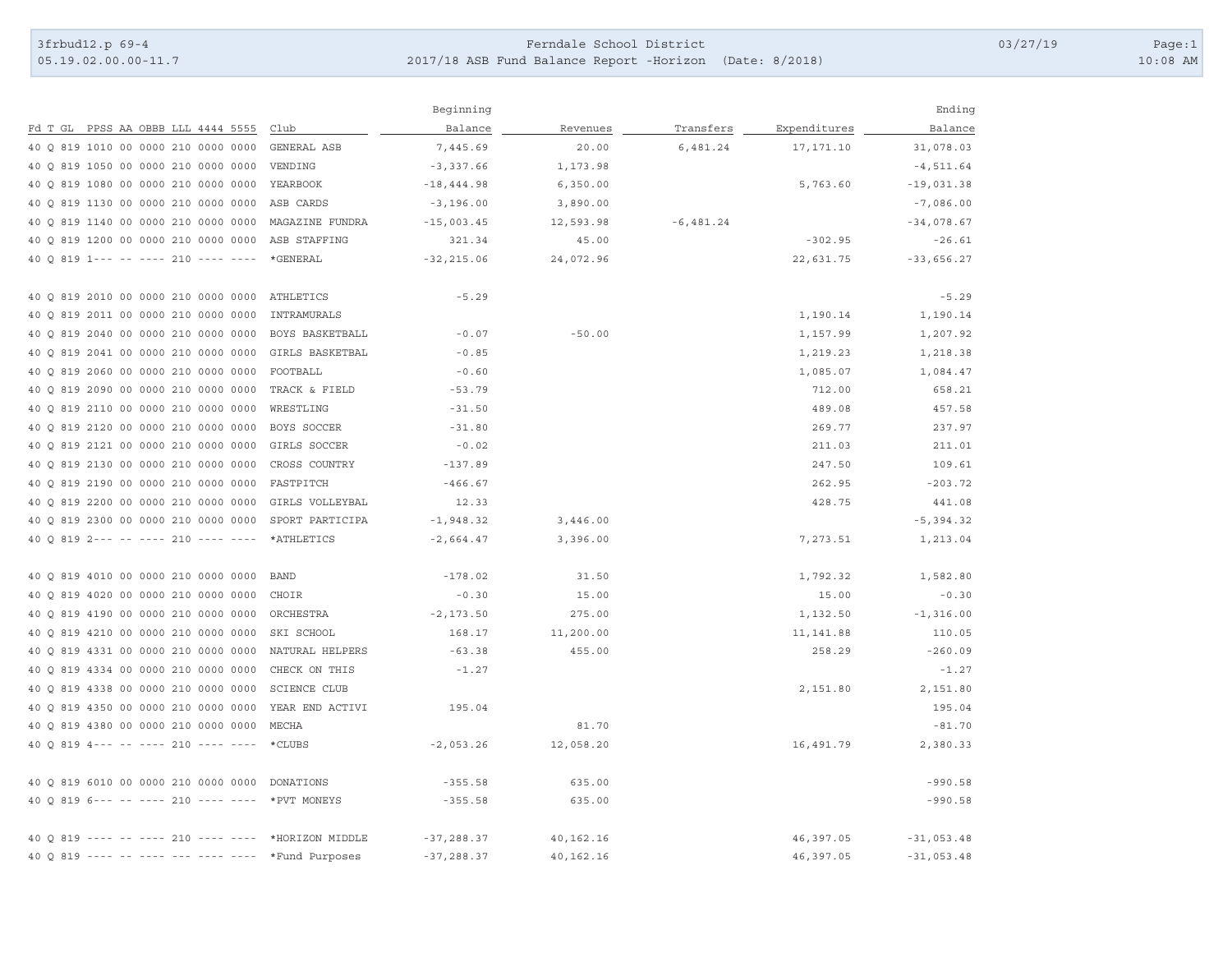# Ferndale School District

## 2017/18 ASB Fund Balance Report -Horizon (Date: 8/2018)

| Fd T GL PPSS AA OBBB LLL 4444 5555 | Club | Beginning Balance | Revenues | Transfers | Expenditures | Ending Balance |
|---|---|---|---|---|---|---|
| 40 Q 819 1010 00 0000 210 0000 0000 | GENERAL ASB | 7,445.69 | 20.00 | 6,481.24 | 17,171.10 | 31,078.03 |
| 40 Q 819 1050 00 0000 210 0000 0000 | VENDING | -3,337.66 | 1,173.98 | | | -4,511.64 |
| 40 Q 819 1080 00 0000 210 0000 0000 | YEARBOOK | -18,444.98 | 6,350.00 | | 5,763.60 | -19,031.38 |
| 40 Q 819 1130 00 0000 210 0000 0000 | ASB CARDS | -3,196.00 | 3,890.00 | | | -7,086.00 |
| 40 Q 819 1140 00 0000 210 0000 0000 | MAGAZINE FUNDRA | -15,003.45 | 12,593.98 | -6,481.24 | | -34,078.67 |
| 40 Q 819 1200 00 0000 210 0000 0000 | ASB STAFFING | 321.34 | 45.00 | | -302.95 | -26.61 |
| 40 Q 819 1--- -- ---- 210 ---- ---- | *GENERAL | -32,215.06 | 24,072.96 | | 22,631.75 | -33,656.27 |
| | | | | | | |
| 40 Q 819 2010 00 0000 210 0000 0000 | ATHLETICS | -5.29 | | | | -5.29 |
| 40 Q 819 2011 00 0000 210 0000 0000 | INTRAMURALS | | | | 1,190.14 | 1,190.14 |
| 40 Q 819 2040 00 0000 210 0000 0000 | BOYS BASKETBALL | -0.07 | -50.00 | | 1,157.99 | 1,207.92 |
| 40 Q 819 2041 00 0000 210 0000 0000 | GIRLS BASKETBAL | -0.85 | | | 1,219.23 | 1,218.38 |
| 40 Q 819 2060 00 0000 210 0000 0000 | FOOTBALL | -0.60 | | | 1,085.07 | 1,084.47 |
| 40 Q 819 2090 00 0000 210 0000 0000 | TRACK & FIELD | -53.79 | | | 712.00 | 658.21 |
| 40 Q 819 2110 00 0000 210 0000 0000 | WRESTLING | -31.50 | | | 489.08 | 457.58 |
| 40 Q 819 2120 00 0000 210 0000 0000 | BOYS SOCCER | -31.80 | | | 269.77 | 237.97 |
| 40 Q 819 2121 00 0000 210 0000 0000 | GIRLS SOCCER | -0.02 | | | 211.03 | 211.01 |
| 40 Q 819 2130 00 0000 210 0000 0000 | CROSS COUNTRY | -137.89 | | | 247.50 | 109.61 |
| 40 Q 819 2190 00 0000 210 0000 0000 | FASTPITCH | -466.67 | | | 262.95 | -203.72 |
| 40 Q 819 2200 00 0000 210 0000 0000 | GIRLS VOLLEYBAL | 12.33 | | | 428.75 | 441.08 |
| 40 Q 819 2300 00 0000 210 0000 0000 | SPORT PARTICIPA | -1,948.32 | 3,446.00 | | | -5,394.32 |
| 40 Q 819 2--- -- ---- 210 ---- ---- | *ATHLETICS | -2,664.47 | 3,396.00 | | 7,273.51 | 1,213.04 |
| | | | | | | |
| 40 Q 819 4010 00 0000 210 0000 0000 | BAND | -178.02 | 31.50 | | 1,792.32 | 1,582.80 |
| 40 Q 819 4020 00 0000 210 0000 0000 | CHOIR | -0.30 | 15.00 | | 15.00 | -0.30 |
| 40 Q 819 4190 00 0000 210 0000 0000 | ORCHESTRA | -2,173.50 | 275.00 | | 1,132.50 | -1,316.00 |
| 40 Q 819 4210 00 0000 210 0000 0000 | SKI SCHOOL | 168.17 | 11,200.00 | | 11,141.88 | 110.05 |
| 40 Q 819 4331 00 0000 210 0000 0000 | NATURAL HELPERS | -63.38 | 455.00 | | 258.29 | -260.09 |
| 40 Q 819 4334 00 0000 210 0000 0000 | CHECK ON THIS | -1.27 | | | | -1.27 |
| 40 Q 819 4338 00 0000 210 0000 0000 | SCIENCE CLUB | | | | 2,151.80 | 2,151.80 |
| 40 Q 819 4350 00 0000 210 0000 0000 | YEAR END ACTIVI | 195.04 | | | | 195.04 |
| 40 Q 819 4380 00 0000 210 0000 0000 | MECHA | | 81.70 | | | -81.70 |
| 40 Q 819 4--- -- ---- 210 ---- ---- | *CLUBS | -2,053.26 | 12,058.20 | | 16,491.79 | 2,380.33 |
| | | | | | | |
| 40 Q 819 6010 00 0000 210 0000 0000 | DONATIONS | -355.58 | 635.00 | | | -990.58 |
| 40 Q 819 6--- -- ---- 210 ---- ---- | *PVT MONEYS | -355.58 | 635.00 | | | -990.58 |
| | | | | | | |
| 40 Q 819 ---- -- ---- 210 ---- ---- | *HORIZON MIDDLE | -37,288.37 | 40,162.16 | | 46,397.05 | -31,053.48 |
| 40 Q 819 ---- -- ---- --- ---- ---- | *Fund Purposes | -37,288.37 | 40,162.16 | | 46,397.05 | -31,053.48 |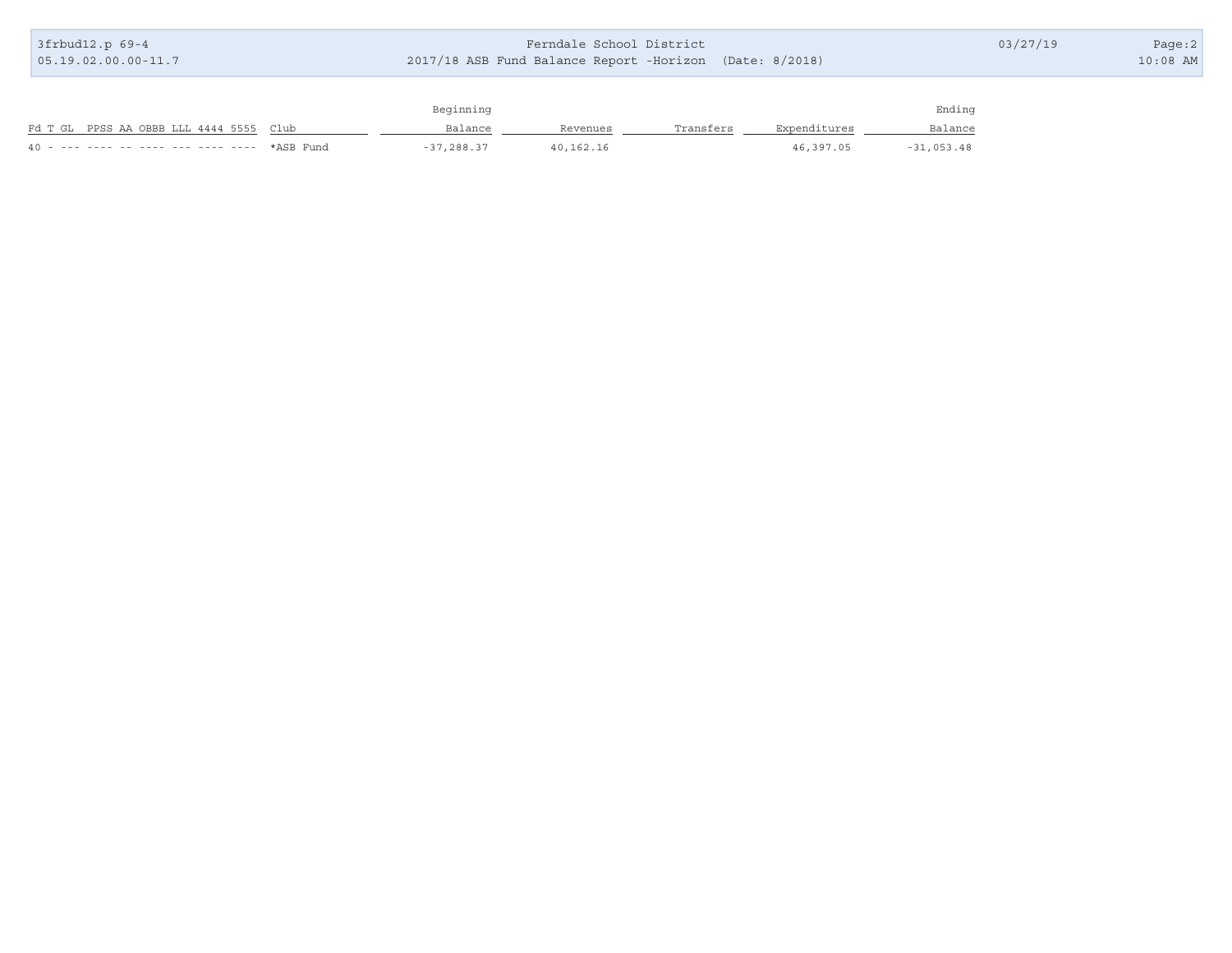| Fd T GL PPSS AA OBBB LLL 4444 5555 | Club | Beginning Balance | Revenues | Transfers | Expenditures | Ending Balance |
|---|---|---|---|---|---|---|
| 40 - --- ---- -- ---- --- ---- ---- | *ASB Fund | -37,288.37 | 40,162.16 | | 46,397.05 | -31,053.48 |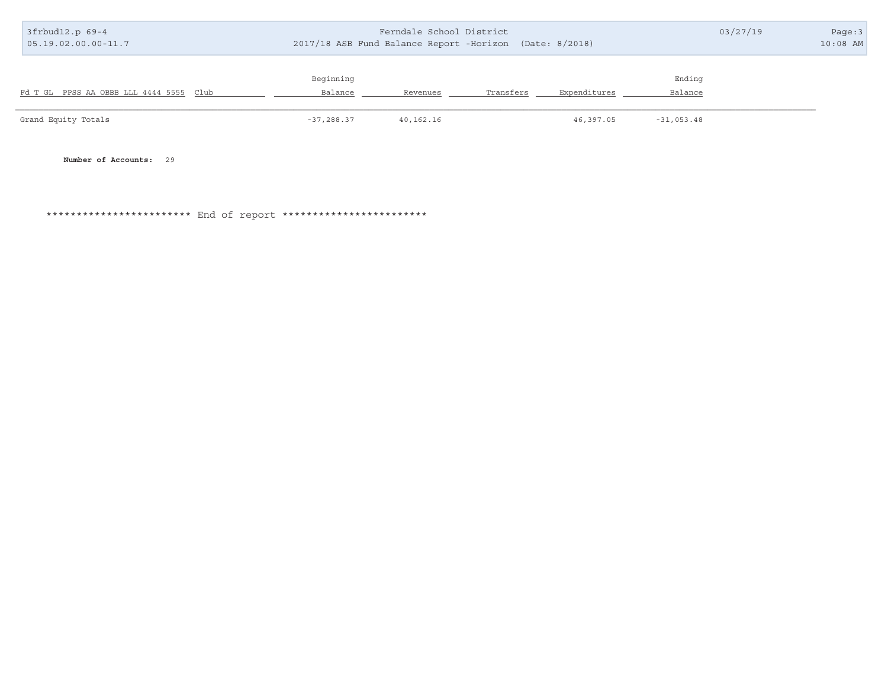| Fd T GL PPSS AA OBBB LLL 4444 5555 Club | Beginning Balance | Revenues | Transfers | Expenditures | Ending Balance |
|---|---|---|---|---|---|
| Grand Equity Totals | -37,288.37 | 40,162.16 | | 46,397.05 | -31,053.48 |

**Number of Accounts:** 29

************************ End of report ************************